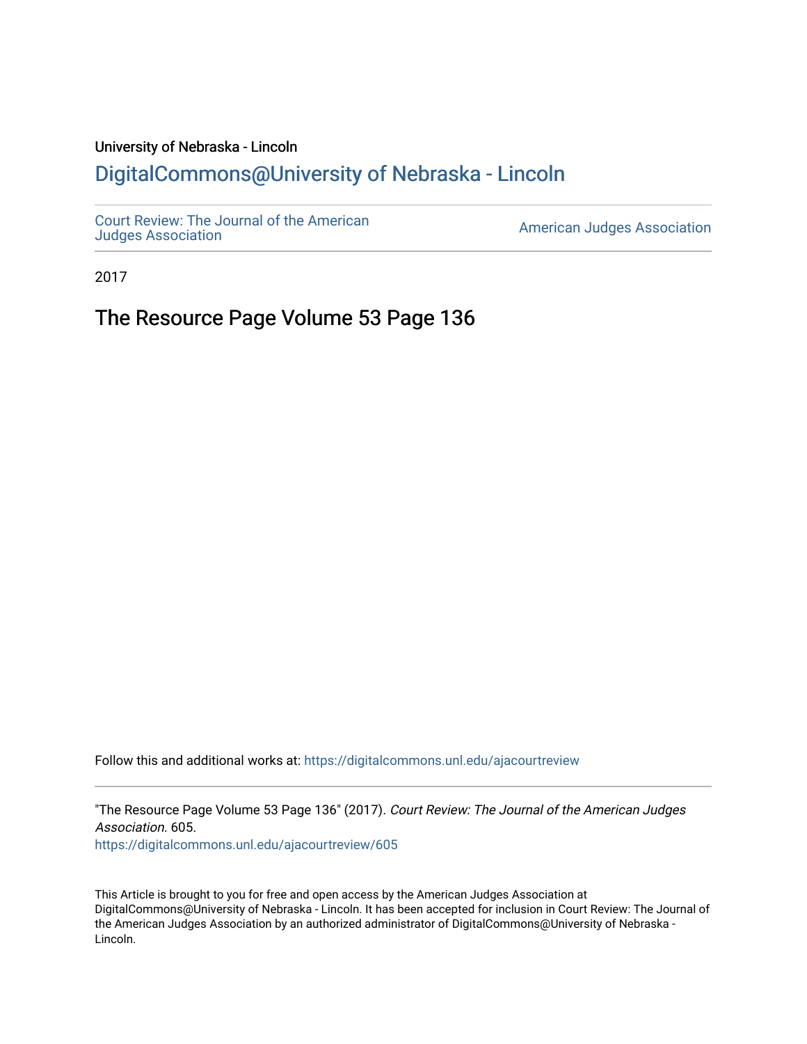University of Nebraska - Lincoln

## DigitalCommons@University of Nebraska - Lincoln

Court Review: The Journal of the American Judges Association

American Judges Association

2017

# The Resource Page Volume 53 Page 136

Follow this and additional works at: https://digitalcommons.unl.edu/ajacourtreview

"The Resource Page Volume 53 Page 136" (2017). *Court Review: The Journal of the American Judges Association*. 605.
https://digitalcommons.unl.edu/ajacourtreview/605

This Article is brought to you for free and open access by the American Judges Association at DigitalCommons@University of Nebraska - Lincoln. It has been accepted for inclusion in Court Review: The Journal of the American Judges Association by an authorized administrator of DigitalCommons@University of Nebraska - Lincoln.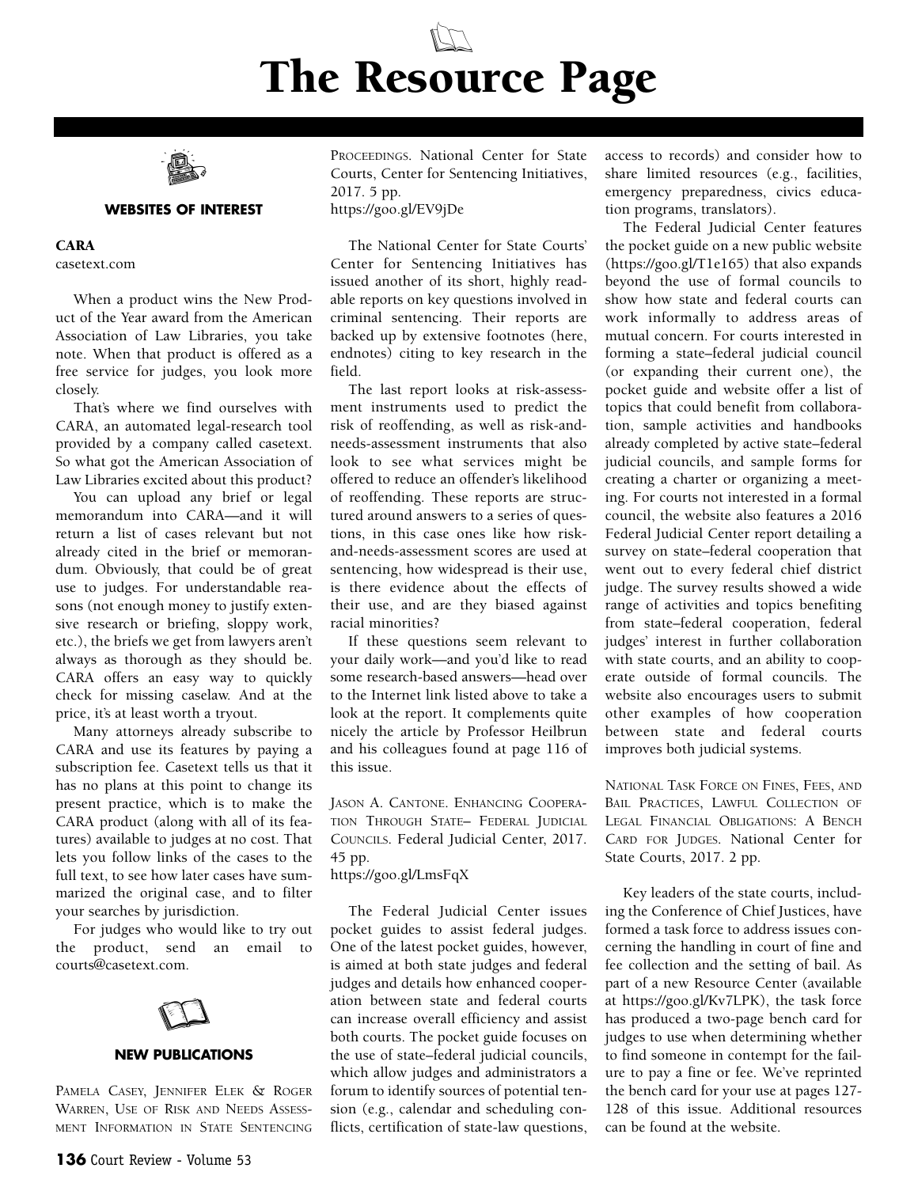# The Resource Page

## WEBSITES OF INTEREST

**CARA**
casetext.com

When a product wins the New Product of the Year award from the American Association of Law Libraries, you take note. When that product is offered as a free service for judges, you look more closely.

That's where we find ourselves with CARA, an automated legal-research tool provided by a company called casetext. So what got the American Association of Law Libraries excited about this product?

You can upload any brief or legal memorandum into CARA—and it will return a list of cases relevant but not already cited in the brief or memorandum. Obviously, that could be of great use to judges. For understandable reasons (not enough money to justify extensive research or briefing, sloppy work, etc.), the briefs we get from lawyers aren't always as thorough as they should be. CARA offers an easy way to quickly check for missing caselaw. And at the price, it's at least worth a tryout.

Many attorneys already subscribe to CARA and use its features by paying a subscription fee. Casetext tells us that it has no plans at this point to change its present practice, which is to make the CARA product (along with all of its features) available to judges at no cost. That lets you follow links of the cases to the full text, to see how later cases have summarized the original case, and to filter your searches by jurisdiction.

For judges who would like to try out the product, send an email to courts@casetext.com.

## NEW PUBLICATIONS

PAMELA CASEY, JENNIFER ELEK & ROGER WARREN, USE OF RISK AND NEEDS ASSESSMENT INFORMATION IN STATE SENTENCING PROCEEDINGS. National Center for State Courts, Center for Sentencing Initiatives, 2017. 5 pp.
https://goo.gl/EV9jDe

The National Center for State Courts' Center for Sentencing Initiatives has issued another of its short, highly readable reports on key questions involved in criminal sentencing. Their reports are backed up by extensive footnotes (here, endnotes) citing to key research in the field.

The last report looks at risk-assessment instruments used to predict the risk of reoffending, as well as risk-and-needs-assessment instruments that also look to see what services might be offered to reduce an offender's likelihood of reoffending. These reports are structured around answers to a series of questions, in this case ones like how risk-and-needs-assessment scores are used at sentencing, how widespread is their use, is there evidence about the effects of their use, and are they biased against racial minorities?

If these questions seem relevant to your daily work—and you'd like to read some research-based answers—head over to the Internet link listed above to take a look at the report. It complements quite nicely the article by Professor Heilbrun and his colleagues found at page 116 of this issue.

JASON A. CANTONE. ENHANCING COOPERATION THROUGH STATE– FEDERAL JUDICIAL COUNCILS. Federal Judicial Center, 2017. 45 pp.
https://goo.gl/LmsFqX

The Federal Judicial Center issues pocket guides to assist federal judges. One of the latest pocket guides, however, is aimed at both state judges and federal judges and details how enhanced cooperation between state and federal courts can increase overall efficiency and assist both courts. The pocket guide focuses on the use of state–federal judicial councils, which allow judges and administrators a forum to identify sources of potential tension (e.g., calendar and scheduling conflicts, certification of state-law questions, access to records) and consider how to share limited resources (e.g., facilities, emergency preparedness, civics education programs, translators).

The Federal Judicial Center features the pocket guide on a new public website (https://goo.gl/T1e165) that also expands beyond the use of formal councils to show how state and federal courts can work informally to address areas of mutual concern. For courts interested in forming a state–federal judicial council (or expanding their current one), the pocket guide and website offer a list of topics that could benefit from collaboration, sample activities and handbooks already completed by active state–federal judicial councils, and sample forms for creating a charter or organizing a meeting. For courts not interested in a formal council, the website also features a 2016 Federal Judicial Center report detailing a survey on state–federal cooperation that went out to every federal chief district judge. The survey results showed a wide range of activities and topics benefiting from state–federal cooperation, federal judges' interest in further collaboration with state courts, and an ability to cooperate outside of formal councils. The website also encourages users to submit other examples of how cooperation between state and federal courts improves both judicial systems.

NATIONAL TASK FORCE ON FINES, FEES, AND BAIL PRACTICES, LAWFUL COLLECTION OF LEGAL FINANCIAL OBLIGATIONS: A BENCH CARD FOR JUDGES. National Center for State Courts, 2017. 2 pp.

Key leaders of the state courts, including the Conference of Chief Justices, have formed a task force to address issues concerning the handling in court of fine and fee collection and the setting of bail. As part of a new Resource Center (available at https://goo.gl/Kv7LPK), the task force has produced a two-page bench card for judges to use when determining whether to find someone in contempt for the failure to pay a fine or fee. We've reprinted the bench card for your use at pages 127-128 of this issue. Additional resources can be found at the website.